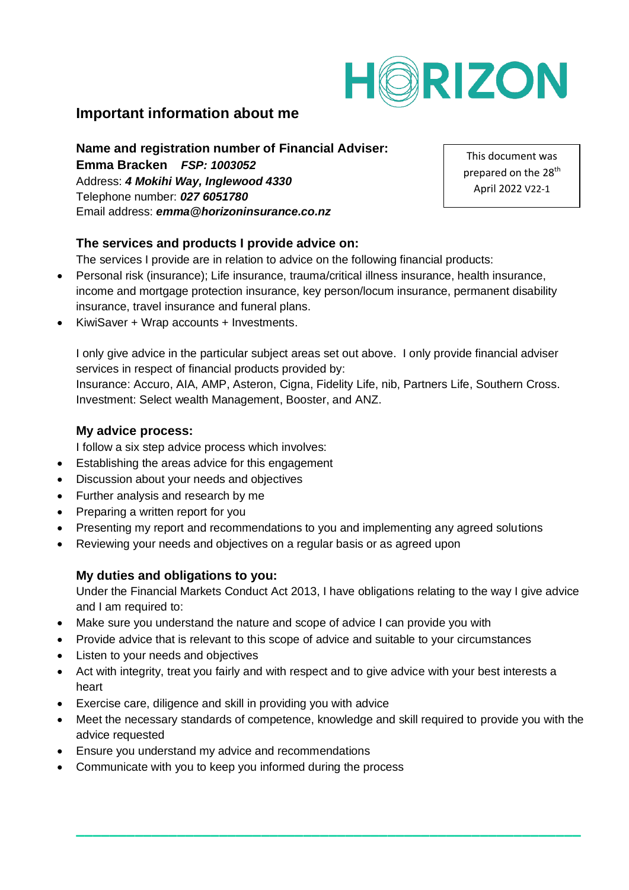HORIZON

## Important information about me

**Name and registration number of Financial Adviser:**
**Emma Bracken** ***FSP: 1003052***
Address: ***4 Mokihi Way, Inglewood 4330***
Telephone number: ***027 6051780***
Email address: ***emma@horizoninsurance.co.nz***

This document was prepared on the 28th April 2022 V22-1

### The services and products I provide advice on:

The services I provide are in relation to advice on the following financial products:

- Personal risk (insurance); Life insurance, trauma/critical illness insurance, health insurance, income and mortgage protection insurance, key person/locum insurance, permanent disability insurance, travel insurance and funeral plans.
- KiwiSaver + Wrap accounts + Investments.

I only give advice in the particular subject areas set out above. I only provide financial adviser services in respect of financial products provided by:
Insurance: Accuro, AIA, AMP, Asteron, Cigna, Fidelity Life, nib, Partners Life, Southern Cross.
Investment: Select wealth Management, Booster, and ANZ.

### My advice process:

I follow a six step advice process which involves:

- Establishing the areas advice for this engagement
- Discussion about your needs and objectives
- Further analysis and research by me
- Preparing a written report for you
- Presenting my report and recommendations to you and implementing any agreed solutions
- Reviewing your needs and objectives on a regular basis or as agreed upon

### My duties and obligations to you:

Under the Financial Markets Conduct Act 2013, I have obligations relating to the way I give advice and I am required to:

- Make sure you understand the nature and scope of advice I can provide you with
- Provide advice that is relevant to this scope of advice and suitable to your circumstances
- Listen to your needs and objectives
- Act with integrity, treat you fairly and with respect and to give advice with your best interests a heart
- Exercise care, diligence and skill in providing you with advice
- Meet the necessary standards of competence, knowledge and skill required to provide you with the advice requested
- Ensure you understand my advice and recommendations
- Communicate with you to keep you informed during the process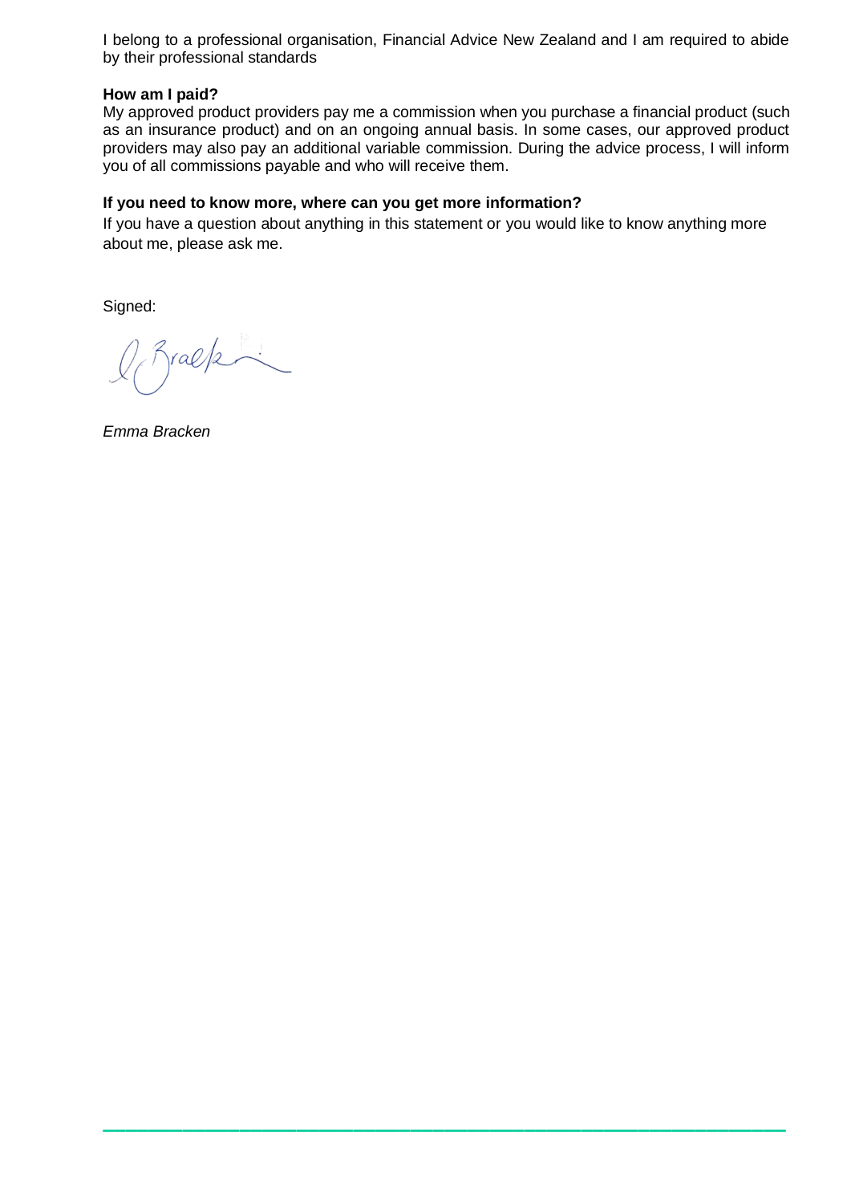I belong to a professional organisation, Financial Advice New Zealand and I am required to abide by their professional standards

**How am I paid?**

My approved product providers pay me a commission when you purchase a financial product (such as an insurance product) and on an ongoing annual basis. In some cases, our approved product providers may also pay an additional variable commission. During the advice process, I will inform you of all commissions payable and who will receive them.

**If you need to know more, where can you get more information?**

If you have a question about anything in this statement or you would like to know anything more about me, please ask me.

Signed:

*Emma Bracken*